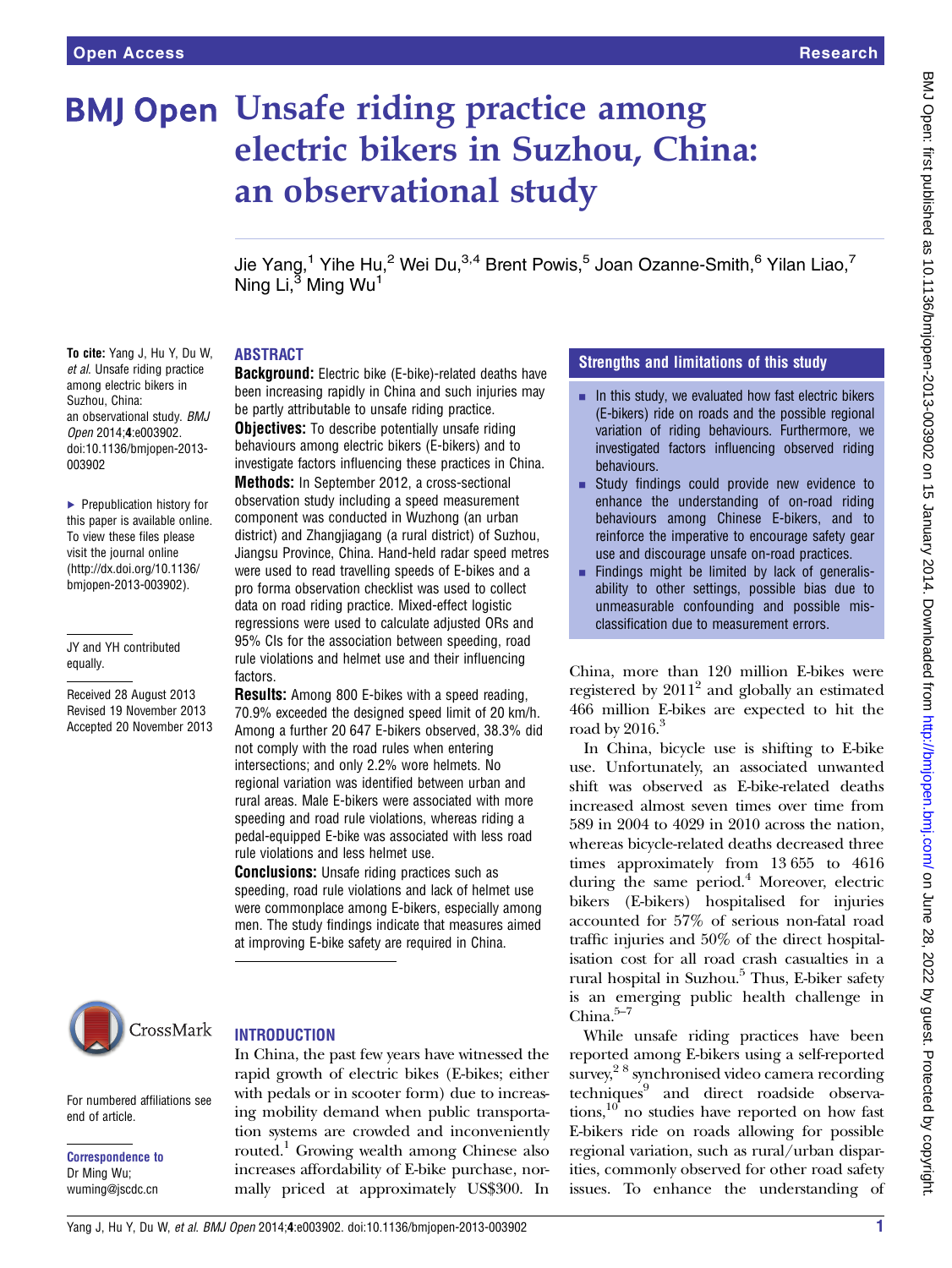# Unsafe riding practice among electric bikers in Suzhou, China: an observational study

Jie Yang,[1] Yihe Hu,[2] Wei Du,[3,4] Brent Powis,[5] Joan Ozanne-Smith,[6] Yilan Liao,[7] Ning Li,[3] Ming Wu[1]

**To cite:** Yang J, Hu Y, Du W, *et al*. Unsafe riding practice among electric bikers in Suzhou, China: an observational study. *BMJ Open* 2014;**4**:e003902. doi:10.1136/bmjopen-2013-003902

► Prepublication history for this paper is available online. To view these files please visit the journal online (http://dx.doi.org/10.1136/bmjopen-2013-003902).

JY and YH contributed equally.

Received 28 August 2013
Revised 19 November 2013
Accepted 20 November 2013

For numbered affiliations see end of article.

**Correspondence to**
Dr Ming Wu;
wuming@jscdc.cn

## ABSTRACT

**Background:** Electric bike (E-bike)-related deaths have been increasing rapidly in China and such injuries may be partly attributable to unsafe riding practice.

**Objectives:** To describe potentially unsafe riding behaviours among electric bikers (E-bikers) and to investigate factors influencing these practices in China.

**Methods:** In September 2012, a cross-sectional observation study including a speed measurement component was conducted in Wuzhong (an urban district) and Zhangjiagang (a rural district) of Suzhou, Jiangsu Province, China. Hand-held radar speed metres were used to read travelling speeds of E-bikes and a pro forma observation checklist was used to collect data on road riding practice. Mixed-effect logistic regressions were used to calculate adjusted ORs and 95% CIs for the association between speeding, road rule violations and helmet use and their influencing factors.

**Results:** Among 800 E-bikes with a speed reading, 70.9% exceeded the designed speed limit of 20 km/h. Among a further 20 647 E-bikers observed, 38.3% did not comply with the road rules when entering intersections; and only 2.2% wore helmets. No regional variation was identified between urban and rural areas. Male E-bikers were associated with more speeding and road rule violations, whereas riding a pedal-equipped E-bike was associated with less road rule violations and less helmet use.

**Conclusions:** Unsafe riding practices such as speeding, road rule violations and lack of helmet use were commonplace among E-bikers, especially among men. The study findings indicate that measures aimed at improving E-bike safety are required in China.

## Strengths and limitations of this study

- In this study, we evaluated how fast electric bikers (E-bikers) ride on roads and the possible regional variation of riding behaviours. Furthermore, we investigated factors influencing observed riding behaviours.
- Study findings could provide new evidence to enhance the understanding of on-road riding behaviours among Chinese E-bikers, and to reinforce the imperative to encourage safety gear use and discourage unsafe on-road practices.
- Findings might be limited by lack of generalisability to other settings, possible bias due to unmeasurable confounding and possible misclassification due to measurement errors.

## INTRODUCTION

In China, the past few years have witnessed the rapid growth of electric bikes (E-bikes; either with pedals or in scooter form) due to increasing mobility demand when public transportation systems are crowded and inconveniently routed.[1] Growing wealth among Chinese also increases affordability of E-bike purchase, normally priced at approximately US$300. In China, more than 120 million E-bikes were registered by 2011[2] and globally an estimated 466 million E-bikes are expected to hit the road by 2016.[3]

In China, bicycle use is shifting to E-bike use. Unfortunately, an associated unwanted shift was observed as E-bike-related deaths increased almost seven times over time from 589 in 2004 to 4029 in 2010 across the nation, whereas bicycle-related deaths decreased three times approximately from 13 655 to 4616 during the same period.[4] Moreover, electric bikers (E-bikers) hospitalised for injuries accounted for 57% of serious non-fatal road traffic injuries and 50% of the direct hospitalisation cost for all road crash casualties in a rural hospital in Suzhou.[5] Thus, E-biker safety is an emerging public health challenge in China.[5–7]

While unsafe riding practices have been reported among E-bikers using a self-reported survey,[2 8] synchronised video camera recording techniques[9] and direct roadside observations,[10] no studies have reported on how fast E-bikers ride on roads allowing for possible regional variation, such as rural/urban disparities, commonly observed for other road safety issues. To enhance the understanding of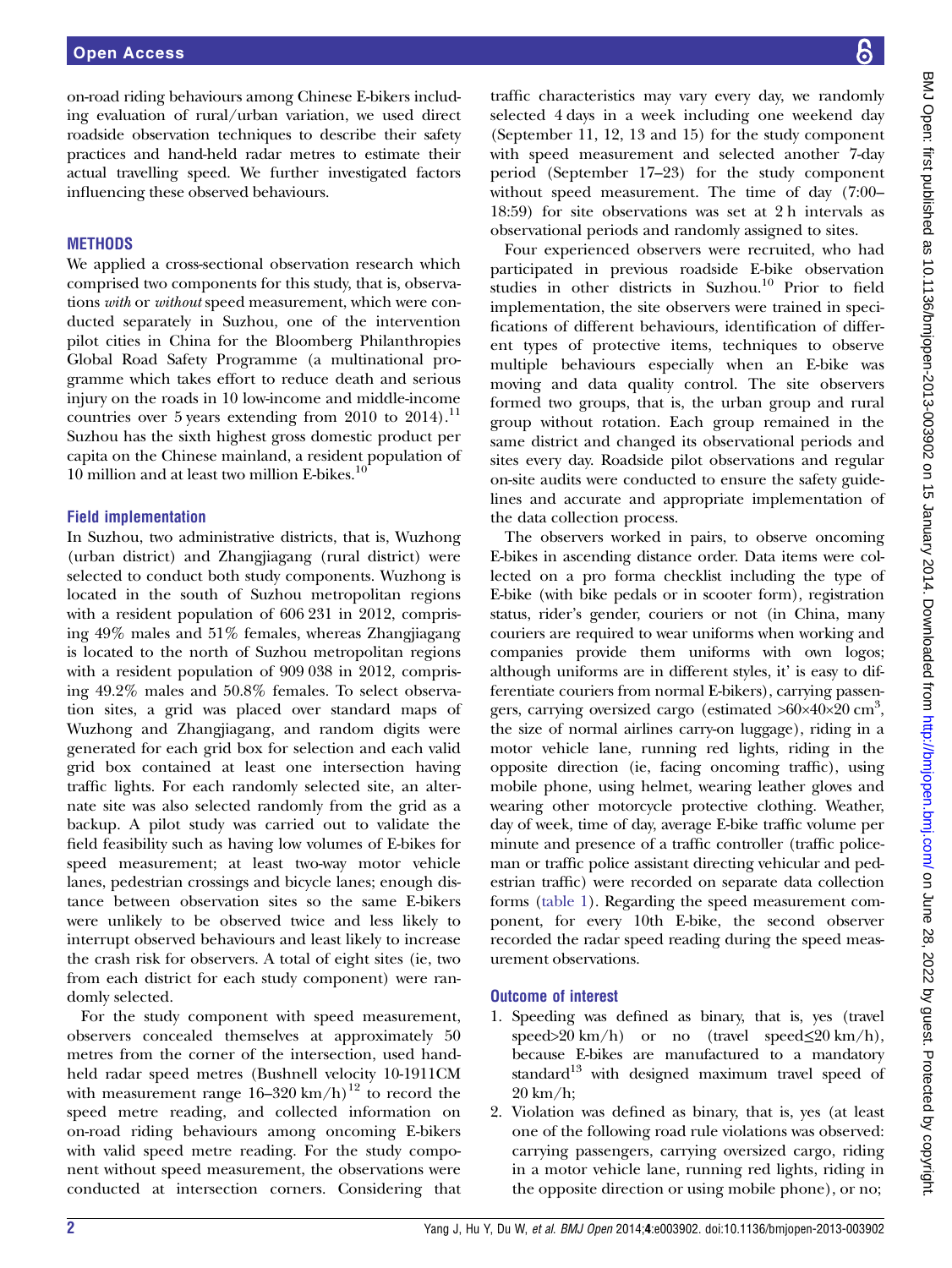on-road riding behaviours among Chinese E-bikers including evaluation of rural/urban variation, we used direct roadside observation techniques to describe their safety practices and hand-held radar metres to estimate their actual travelling speed. We further investigated factors influencing these observed behaviours.

## METHODS

We applied a cross-sectional observation research which comprised two components for this study, that is, observations *with* or *without* speed measurement, which were conducted separately in Suzhou, one of the intervention pilot cities in China for the Bloomberg Philanthropies Global Road Safety Programme (a multinational programme which takes effort to reduce death and serious injury on the roads in 10 low-income and middle-income countries over 5 years extending from 2010 to 2014).[11] Suzhou has the sixth highest gross domestic product per capita on the Chinese mainland, a resident population of 10 million and at least two million E-bikes.[10]

### Field implementation

In Suzhou, two administrative districts, that is, Wuzhong (urban district) and Zhangjiagang (rural district) were selected to conduct both study components. Wuzhong is located in the south of Suzhou metropolitan regions with a resident population of 606 231 in 2012, comprising 49% males and 51% females, whereas Zhangjiagang is located to the north of Suzhou metropolitan regions with a resident population of 909 038 in 2012, comprising 49.2% males and 50.8% females. To select observation sites, a grid was placed over standard maps of Wuzhong and Zhangjiagang, and random digits were generated for each grid box for selection and each valid grid box contained at least one intersection having traffic lights. For each randomly selected site, an alternate site was also selected randomly from the grid as a backup. A pilot study was carried out to validate the field feasibility such as having low volumes of E-bikes for speed measurement; at least two-way motor vehicle lanes, pedestrian crossings and bicycle lanes; enough distance between observation sites so the same E-bikers were unlikely to be observed twice and less likely to interrupt observed behaviours and least likely to increase the crash risk for observers. A total of eight sites (ie, two from each district for each study component) were randomly selected.

For the study component with speed measurement, observers concealed themselves at approximately 50 metres from the corner of the intersection, used hand-held radar speed metres (Bushnell velocity 10-1911CM with measurement range 16–320 km/h)[12] to record the speed metre reading, and collected information on on-road riding behaviours among oncoming E-bikers with valid speed metre reading. For the study component without speed measurement, the observations were conducted at intersection corners. Considering that traffic characteristics may vary every day, we randomly selected 4 days in a week including one weekend day (September 11, 12, 13 and 15) for the study component with speed measurement and selected another 7-day period (September 17–23) for the study component without speed measurement. The time of day (7:00–18:59) for site observations was set at 2 h intervals as observational periods and randomly assigned to sites.

Four experienced observers were recruited, who had participated in previous roadside E-bike observation studies in other districts in Suzhou.[10] Prior to field implementation, the site observers were trained in specifications of different behaviours, identification of different types of protective items, techniques to observe multiple behaviours especially when an E-bike was moving and data quality control. The site observers formed two groups, that is, the urban group and rural group without rotation. Each group remained in the same district and changed its observational periods and sites every day. Roadside pilot observations and regular on-site audits were conducted to ensure the safety guidelines and accurate and appropriate implementation of the data collection process.

The observers worked in pairs, to observe oncoming E-bikes in ascending distance order. Data items were collected on a pro forma checklist including the type of E-bike (with bike pedals or in scooter form), registration status, rider's gender, couriers or not (in China, many couriers are required to wear uniforms when working and companies provide them uniforms with own logos; although uniforms are in different styles, it' is easy to differentiate couriers from normal E-bikers), carrying passengers, carrying oversized cargo (estimated >60×40×20 cm$^3$, the size of normal airlines carry-on luggage), riding in a motor vehicle lane, running red lights, riding in the opposite direction (ie, facing oncoming traffic), using mobile phone, using helmet, wearing leather gloves and wearing other motorcycle protective clothing. Weather, day of week, time of day, average E-bike traffic volume per minute and presence of a traffic controller (traffic policeman or traffic police assistant directing vehicular and pedestrian traffic) were recorded on separate data collection forms (table 1). Regarding the speed measurement component, for every 10th E-bike, the second observer recorded the radar speed reading during the speed measurement observations.

### Outcome of interest

1. Speeding was defined as binary, that is, yes (travel speed>20 km/h) or no (travel speed≤20 km/h), because E-bikes are manufactured to a mandatory standard[13] with designed maximum travel speed of 20 km/h;
2. Violation was defined as binary, that is, yes (at least one of the following road rule violations was observed: carrying passengers, carrying oversized cargo, riding in a motor vehicle lane, running red lights, riding in the opposite direction or using mobile phone), or no;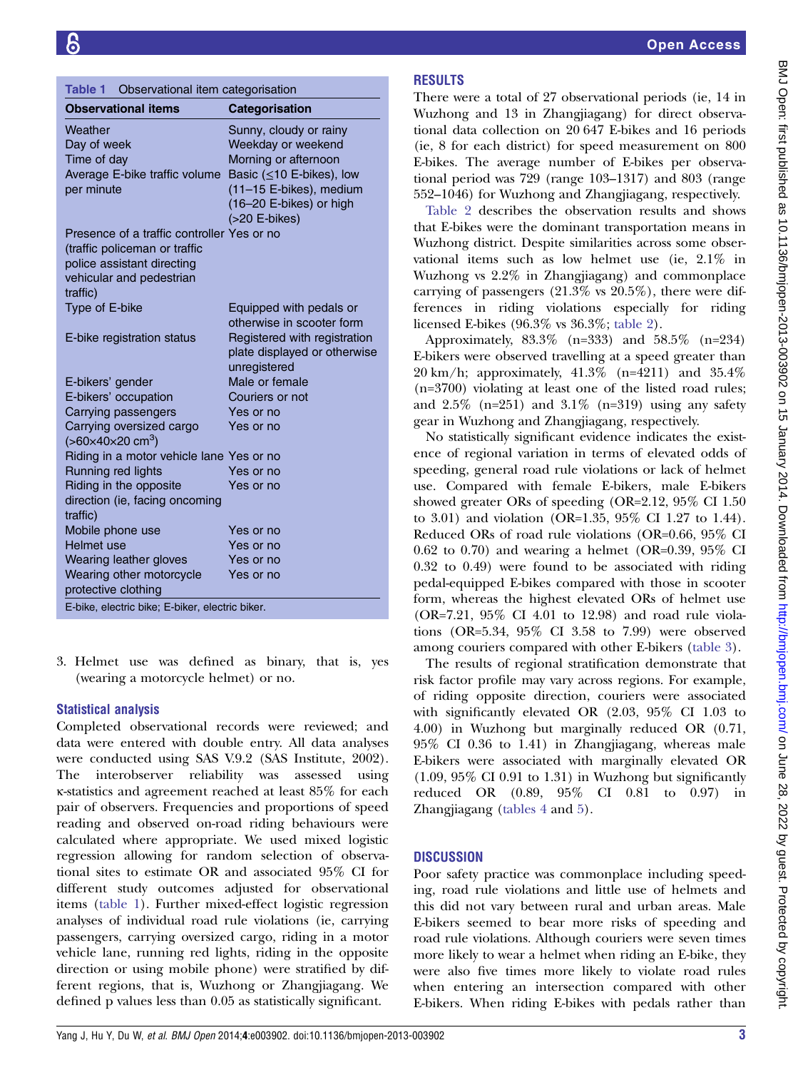**Table 1** Observational item categorisation

| Observational items | Categorisation |
|---|---|
| Weather | Sunny, cloudy or rainy |
| Day of week | Weekday or weekend |
| Time of day | Morning or afternoon |
| Average E-bike traffic volume per minute | Basic (≤10 E-bikes), low (11–15 E-bikes), medium (16–20 E-bikes) or high (>20 E-bikes) |
| Presence of a traffic controller (traffic policeman or traffic police assistant directing vehicular and pedestrian traffic) | Yes or no |
| Type of E-bike | Equipped with pedals or otherwise in scooter form |
| E-bike registration status | Registered with registration plate displayed or otherwise unregistered |
| E-bikers' gender | Male or female |
| E-bikers' occupation | Couriers or not |
| Carrying passengers | Yes or no |
| Carrying oversized cargo (>60×40×20 cm$^3$) | Yes or no |
| Riding in a motor vehicle lane | Yes or no |
| Running red lights | Yes or no |
| Riding in the opposite direction (ie, facing oncoming traffic) | Yes or no |
| Mobile phone use | Yes or no |
| Helmet use | Yes or no |
| Wearing leather gloves | Yes or no |
| Wearing other motorcycle protective clothing | Yes or no |

E-bike, electric bike; E-biker, electric biker.

3. Helmet use was defined as binary, that is, yes (wearing a motorcycle helmet) or no.

### Statistical analysis

Completed observational records were reviewed; and data were entered with double entry. All data analyses were conducted using SAS V.9.2 (SAS Institute, 2002). The interobserver reliability was assessed using κ-statistics and agreement reached at least 85% for each pair of observers. Frequencies and proportions of speed reading and observed on-road riding behaviours were calculated where appropriate. We used mixed logistic regression allowing for random selection of observational sites to estimate OR and associated 95% CI for different study outcomes adjusted for observational items (table 1). Further mixed-effect logistic regression analyses of individual road rule violations (ie, carrying passengers, carrying oversized cargo, riding in a motor vehicle lane, running red lights, riding in the opposite direction or using mobile phone) were stratified by different regions, that is, Wuzhong or Zhangjiagang. We defined p values less than 0.05 as statistically significant.

## RESULTS

There were a total of 27 observational periods (ie, 14 in Wuzhong and 13 in Zhangjiagang) for direct observational data collection on 20 647 E-bikes and 16 periods (ie, 8 for each district) for speed measurement on 800 E-bikes. The average number of E-bikes per observational period was 729 (range 103–1317) and 803 (range 552–1046) for Wuzhong and Zhangjiagang, respectively.

Table 2 describes the observation results and shows that E-bikes were the dominant transportation means in Wuzhong district. Despite similarities across some observational items such as low helmet use (ie, 2.1% in Wuzhong vs 2.2% in Zhangjiagang) and commonplace carrying of passengers (21.3% vs 20.5%), there were differences in riding violations especially for riding licensed E-bikes (96.3% vs 36.3%; table 2).

Approximately, 83.3% (n=333) and 58.5% (n=234) E-bikers were observed travelling at a speed greater than 20 km/h; approximately, 41.3% (n=4211) and 35.4% (n=3700) violating at least one of the listed road rules; and 2.5% (n=251) and 3.1% (n=319) using any safety gear in Wuzhong and Zhangjiagang, respectively.

No statistically significant evidence indicates the existence of regional variation in terms of elevated odds of speeding, general road rule violations or lack of helmet use. Compared with female E-bikers, male E-bikers showed greater ORs of speeding (OR=2.12, 95% CI 1.50 to 3.01) and violation (OR=1.35, 95% CI 1.27 to 1.44). Reduced ORs of road rule violations (OR=0.66, 95% CI 0.62 to 0.70) and wearing a helmet (OR=0.39, 95% CI 0.32 to 0.49) were found to be associated with riding pedal-equipped E-bikes compared with those in scooter form, whereas the highest elevated ORs of helmet use (OR=7.21, 95% CI 4.01 to 12.98) and road rule violations (OR=5.34, 95% CI 3.58 to 7.99) were observed among couriers compared with other E-bikers (table 3).

The results of regional stratification demonstrate that risk factor profile may vary across regions. For example, of riding opposite direction, couriers were associated with significantly elevated OR (2.03, 95% CI 1.03 to 4.00) in Wuzhong but marginally reduced OR (0.71, 95% CI 0.36 to 1.41) in Zhangjiagang, whereas male E-bikers were associated with marginally elevated OR (1.09, 95% CI 0.91 to 1.31) in Wuzhong but significantly reduced OR (0.89, 95% CI 0.81 to 0.97) in Zhangjiagang (tables 4 and 5).

## DISCUSSION

Poor safety practice was commonplace including speeding, road rule violations and little use of helmets and this did not vary between rural and urban areas. Male E-bikers seemed to bear more risks of speeding and road rule violations. Although couriers were seven times more likely to wear a helmet when riding an E-bike, they were also five times more likely to violate road rules when entering an intersection compared with other E-bikers. When riding E-bikes with pedals rather than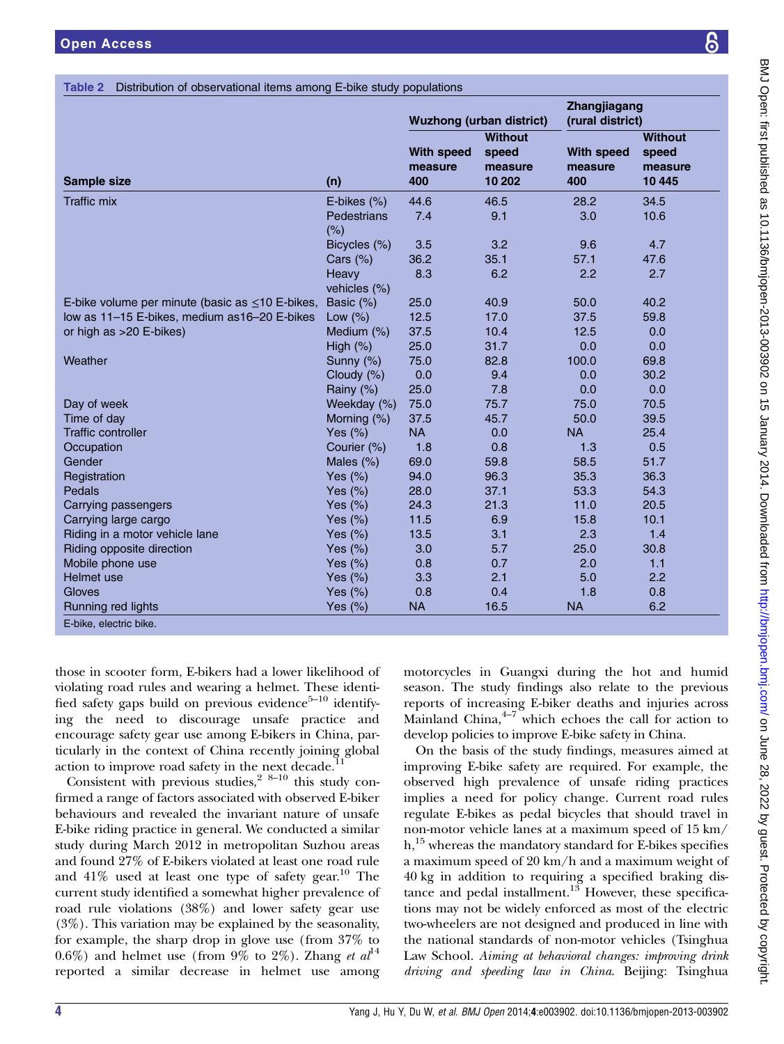**Table 2** Distribution of observational items among E-bike study populations

| Sample size | (n) | Wuzhong (urban district) | | Zhangjiagang (rural district) | |
|---|---|---|---|---|---|
| | | With speed measure 400 | Without speed measure 10 202 | With speed measure 400 | Without speed measure 10 445 |
| Traffic mix | E-bikes (%) | 44.6 | 46.5 | 28.2 | 34.5 |
| | Pedestrians (%) | 7.4 | 9.1 | 3.0 | 10.6 |
| | Bicycles (%) | 3.5 | 3.2 | 9.6 | 4.7 |
| | Cars (%) | 36.2 | 35.1 | 57.1 | 47.6 |
| | Heavy vehicles (%) | 8.3 | 6.2 | 2.2 | 2.7 |
| E-bike volume per minute (basic as ≤10 E-bikes, low as 11–15 E-bikes, medium as16–20 E-bikes or high as >20 E-bikes) | Basic (%) | 25.0 | 40.9 | 50.0 | 40.2 |
| | Low (%) | 12.5 | 17.0 | 37.5 | 59.8 |
| | Medium (%) | 37.5 | 10.4 | 12.5 | 0.0 |
| | High (%) | 25.0 | 31.7 | 0.0 | 0.0 |
| Weather | Sunny (%) | 75.0 | 82.8 | 100.0 | 69.8 |
| | Cloudy (%) | 0.0 | 9.4 | 0.0 | 30.2 |
| | Rainy (%) | 25.0 | 7.8 | 0.0 | 0.0 |
| Day of week | Weekday (%) | 75.0 | 75.7 | 75.0 | 70.5 |
| Time of day | Morning (%) | 37.5 | 45.7 | 50.0 | 39.5 |
| Traffic controller | Yes (%) | NA | 0.0 | NA | 25.4 |
| Occupation | Courier (%) | 1.8 | 0.8 | 1.3 | 0.5 |
| Gender | Males (%) | 69.0 | 59.8 | 58.5 | 51.7 |
| Registration | Yes (%) | 94.0 | 96.3 | 35.3 | 36.3 |
| Pedals | Yes (%) | 28.0 | 37.1 | 53.3 | 54.3 |
| Carrying passengers | Yes (%) | 24.3 | 21.3 | 11.0 | 20.5 |
| Carrying large cargo | Yes (%) | 11.5 | 6.9 | 15.8 | 10.1 |
| Riding in a motor vehicle lane | Yes (%) | 13.5 | 3.1 | 2.3 | 1.4 |
| Riding opposite direction | Yes (%) | 3.0 | 5.7 | 25.0 | 30.8 |
| Mobile phone use | Yes (%) | 0.8 | 0.7 | 2.0 | 1.1 |
| Helmet use | Yes (%) | 3.3 | 2.1 | 5.0 | 2.2 |
| Gloves | Yes (%) | 0.8 | 0.4 | 1.8 | 0.8 |
| Running red lights | Yes (%) | NA | 16.5 | NA | 6.2 |

E-bike, electric bike.

those in scooter form, E-bikers had a lower likelihood of violating road rules and wearing a helmet. These identified safety gaps build on previous evidence[5–10] identifying the need to discourage unsafe practice and encourage safety gear use among E-bikers in China, particularly in the context of China recently joining global action to improve road safety in the next decade.[11]

Consistent with previous studies,[2 8–10] this study confirmed a range of factors associated with observed E-biker behaviours and revealed the invariant nature of unsafe E-bike riding practice in general. We conducted a similar study during March 2012 in metropolitan Suzhou areas and found 27% of E-bikers violated at least one road rule and 41% used at least one type of safety gear.[10] The current study identified a somewhat higher prevalence of road rule violations (38%) and lower safety gear use (3%). This variation may be explained by the seasonality, for example, the sharp drop in glove use (from 37% to 0.6%) and helmet use (from 9% to 2%). Zhang *et al*[14] reported a similar decrease in helmet use among motorcycles in Guangxi during the hot and humid season. The study findings also relate to the previous reports of increasing E-biker deaths and injuries across Mainland China,[4–7] which echoes the call for action to develop policies to improve E-bike safety in China.

On the basis of the study findings, measures aimed at improving E-bike safety are required. For example, the observed high prevalence of unsafe riding practices implies a need for policy change. Current road rules regulate E-bikes as pedal bicycles that should travel in non-motor vehicle lanes at a maximum speed of 15 km/h,[15] whereas the mandatory standard for E-bikes specifies a maximum speed of 20 km/h and a maximum weight of 40 kg in addition to requiring a specified braking distance and pedal installment.[13] However, these specifications may not be widely enforced as most of the electric two-wheelers are not designed and produced in line with the national standards of non-motor vehicles (Tsinghua Law School. *Aiming at behavioral changes: improving drink driving and speeding law in China*. Beijing: Tsinghua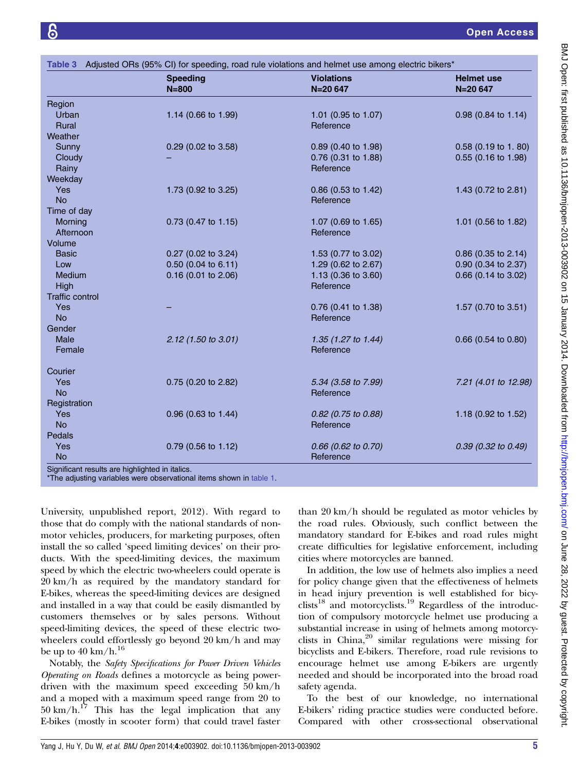**Table 3** Adjusted ORs (95% CI) for speeding, road rule violations and helmet use among electric bikers*

| | Speeding N=800 | Violations N=20 647 | Helmet use N=20 647 |
|---|---|---|---|
| Region | | | |
| Urban | 1.14 (0.66 to 1.99) | 1.01 (0.95 to 1.07) | 0.98 (0.84 to 1.14) |
| Rural | | Reference | |
| Weather | | | |
| Sunny | 0.29 (0.02 to 3.58) | 0.89 (0.40 to 1.98) | 0.58 (0.19 to 1. 80) |
| Cloudy | – | 0.76 (0.31 to 1.88) | 0.55 (0.16 to 1.98) |
| Rainy | | Reference | |
| Weekday | | | |
| Yes | 1.73 (0.92 to 3.25) | 0.86 (0.53 to 1.42) | 1.43 (0.72 to 2.81) |
| No | | Reference | |
| Time of day | | | |
| Morning | 0.73 (0.47 to 1.15) | 1.07 (0.69 to 1.65) | 1.01 (0.56 to 1.82) |
| Afternoon | | Reference | |
| Volume | | | |
| Basic | 0.27 (0.02 to 3.24) | 1.53 (0.77 to 3.02) | 0.86 (0.35 to 2.14) |
| Low | 0.50 (0.04 to 6.11) | 1.29 (0.62 to 2.67) | 0.90 (0.34 to 2.37) |
| Medium | 0.16 (0.01 to 2.06) | 1.13 (0.36 to 3.60) | 0.66 (0.14 to 3.02) |
| High | | Reference | |
| Traffic control | | | |
| Yes | – | 0.76 (0.41 to 1.38) | 1.57 (0.70 to 3.51) |
| No | | Reference | |
| Gender | | | |
| Male | *2.12 (1.50 to 3.01)* | *1.35 (1.27 to 1.44)* | 0.66 (0.54 to 0.80) |
| Female | | Reference | |
| Courier | | | |
| Yes | 0.75 (0.20 to 2.82) | *5.34 (3.58 to 7.99)* | *7.21 (4.01 to 12.98)* |
| No | | Reference | |
| Registration | | | |
| Yes | 0.96 (0.63 to 1.44) | *0.82 (0.75 to 0.88)* | 1.18 (0.92 to 1.52) |
| No | | Reference | |
| Pedals | | | |
| Yes | 0.79 (0.56 to 1.12) | *0.66 (0.62 to 0.70)* | *0.39 (0.32 to 0.49)* |
| No | | Reference | |

Significant results are highlighted in italics.
*The adjusting variables were observational items shown in table 1.

University, unpublished report, 2012). With regard to those that do comply with the national standards of non-motor vehicles, producers, for marketing purposes, often install the so called 'speed limiting devices' on their products. With the speed-limiting devices, the maximum speed by which the electric two-wheelers could operate is 20 km/h as required by the mandatory standard for E-bikes, whereas the speed-limiting devices are designed and installed in a way that could be easily dismantled by customers themselves or by sales persons. Without speed-limiting devices, the speed of these electric two-wheelers could effortlessly go beyond 20 km/h and may be up to 40 km/h.[16]

Notably, the *Safety Specifications for Power Driven Vehicles Operating on Roads* defines a motorcycle as being power-driven with the maximum speed exceeding 50 km/h and a moped with a maximum speed range from 20 to 50 km/h.[17] This has the legal implication that any E-bikes (mostly in scooter form) that could travel faster than 20 km/h should be regulated as motor vehicles by the road rules. Obviously, such conflict between the mandatory standard for E-bikes and road rules might create difficulties for legislative enforcement, including cities where motorcycles are banned.

In addition, the low use of helmets also implies a need for policy change given that the effectiveness of helmets in head injury prevention is well established for bicyclists[18] and motorcyclists.[19] Regardless of the introduction of compulsory motorcycle helmet use producing a substantial increase in using of helmets among motorcyclists in China,[20] similar regulations were missing for bicyclists and E-bikers. Therefore, road rule revisions to encourage helmet use among E-bikers are urgently needed and should be incorporated into the broad road safety agenda.

To the best of our knowledge, no international E-bikers' riding practice studies were conducted before. Compared with other cross-sectional observational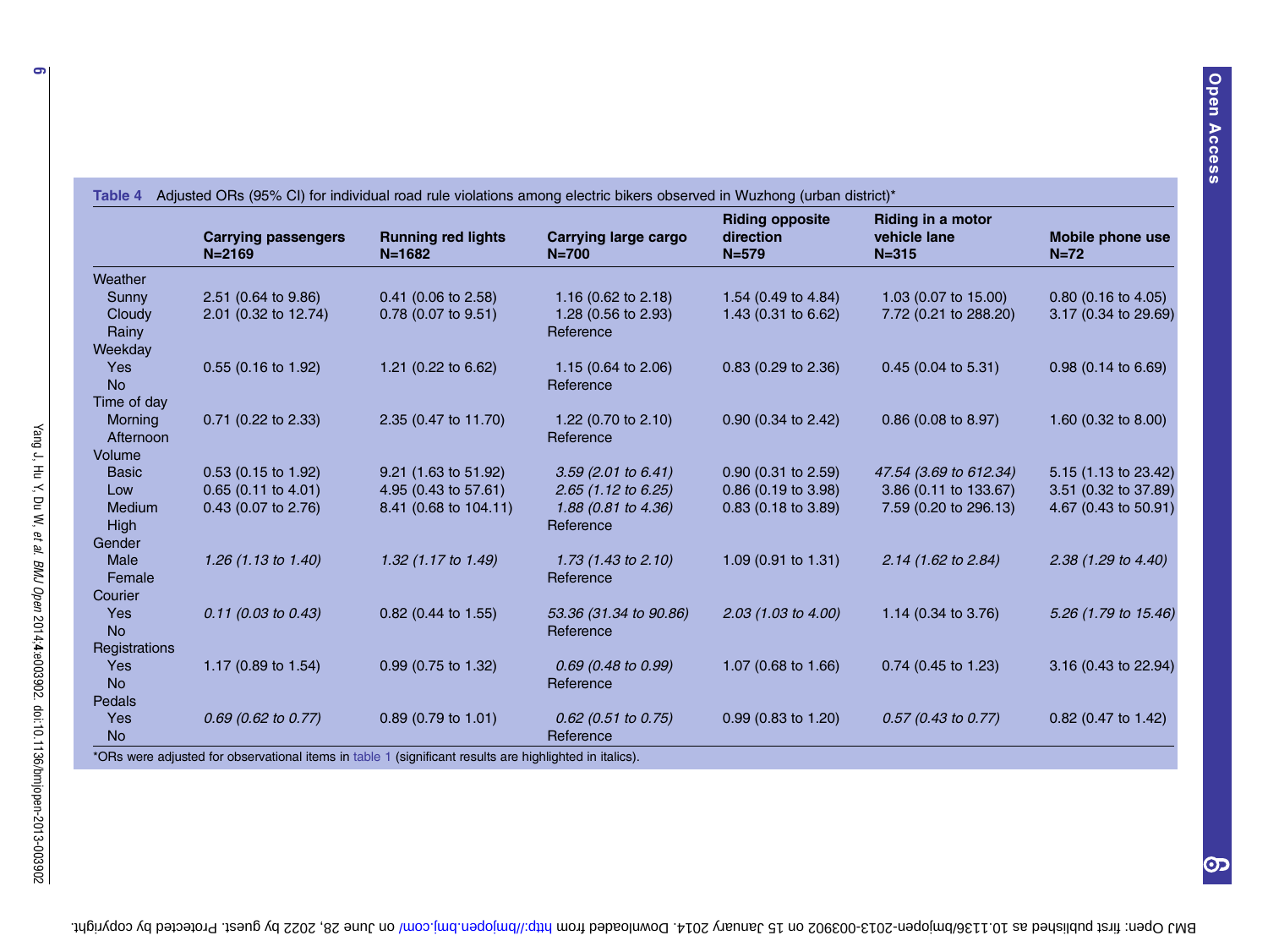**Table 4** Adjusted ORs (95% CI) for individual road rule violations among electric bikers observed in Wuzhong (urban district)*

| | Carrying passengers N=2169 | Running red lights N=1682 | Carrying large cargo N=700 | Riding opposite direction N=579 | Riding in a motor vehicle lane N=315 | Mobile phone use N=72 |
|---|---|---|---|---|---|---|
| Weather | | | | | | |
| Sunny | 2.51 (0.64 to 9.86) | 0.41 (0.06 to 2.58) | 1.16 (0.62 to 2.18) | 1.54 (0.49 to 4.84) | 1.03 (0.07 to 15.00) | 0.80 (0.16 to 4.05) |
| Cloudy | 2.01 (0.32 to 12.74) | 0.78 (0.07 to 9.51) | 1.28 (0.56 to 2.93) | 1.43 (0.31 to 6.62) | 7.72 (0.21 to 288.20) | 3.17 (0.34 to 29.69) |
| Rainy | | | Reference | | | |
| Weekday | | | | | | |
| Yes | 0.55 (0.16 to 1.92) | 1.21 (0.22 to 6.62) | 1.15 (0.64 to 2.06) | 0.83 (0.29 to 2.36) | 0.45 (0.04 to 5.31) | 0.98 (0.14 to 6.69) |
| No | | | Reference | | | |
| Time of day | | | | | | |
| Morning | 0.71 (0.22 to 2.33) | 2.35 (0.47 to 11.70) | 1.22 (0.70 to 2.10) | 0.90 (0.34 to 2.42) | 0.86 (0.08 to 8.97) | 1.60 (0.32 to 8.00) |
| Afternoon | | | Reference | | | |
| Volume | | | | | | |
| Basic | 0.53 (0.15 to 1.92) | 9.21 (1.63 to 51.92) | *3.59 (2.01 to 6.41)* | 0.90 (0.31 to 2.59) | *47.54 (3.69 to 612.34)* | 5.15 (1.13 to 23.42) |
| Low | 0.65 (0.11 to 4.01) | 4.95 (0.43 to 57.61) | *2.65 (1.12 to 6.25)* | 0.86 (0.19 to 3.98) | 3.86 (0.11 to 133.67) | 3.51 (0.32 to 37.89) |
| Medium | 0.43 (0.07 to 2.76) | 8.41 (0.68 to 104.11) | *1.88 (0.81 to 4.36)* | 0.83 (0.18 to 3.89) | 7.59 (0.20 to 296.13) | 4.67 (0.43 to 50.91) |
| High | | | Reference | | | |
| Gender | | | | | | |
| Male | *1.26 (1.13 to 1.40)* | *1.32 (1.17 to 1.49)* | *1.73 (1.43 to 2.10)* | 1.09 (0.91 to 1.31) | *2.14 (1.62 to 2.84)* | *2.38 (1.29 to 4.40)* |
| Female | | | Reference | | | |
| Courier | | | | | | |
| Yes | *0.11 (0.03 to 0.43)* | 0.82 (0.44 to 1.55) | *53.36 (31.34 to 90.86)* | *2.03 (1.03 to 4.00)* | 1.14 (0.34 to 3.76) | *5.26 (1.79 to 15.46)* |
| No | | | Reference | | | |
| Registrations | | | | | | |
| Yes | 1.17 (0.89 to 1.54) | 0.99 (0.75 to 1.32) | *0.69 (0.48 to 0.99)* | 1.07 (0.68 to 1.66) | 0.74 (0.45 to 1.23) | 3.16 (0.43 to 22.94) |
| No | | | Reference | | | |
| Pedals | | | | | | |
| Yes | *0.69 (0.62 to 0.77)* | 0.89 (0.79 to 1.01) | *0.62 (0.51 to 0.75)* | 0.99 (0.83 to 1.20) | *0.57 (0.43 to 0.77)* | 0.82 (0.47 to 1.42) |
| No | | | Reference | | | |

*ORs were adjusted for observational items in table 1 (significant results are highlighted in italics).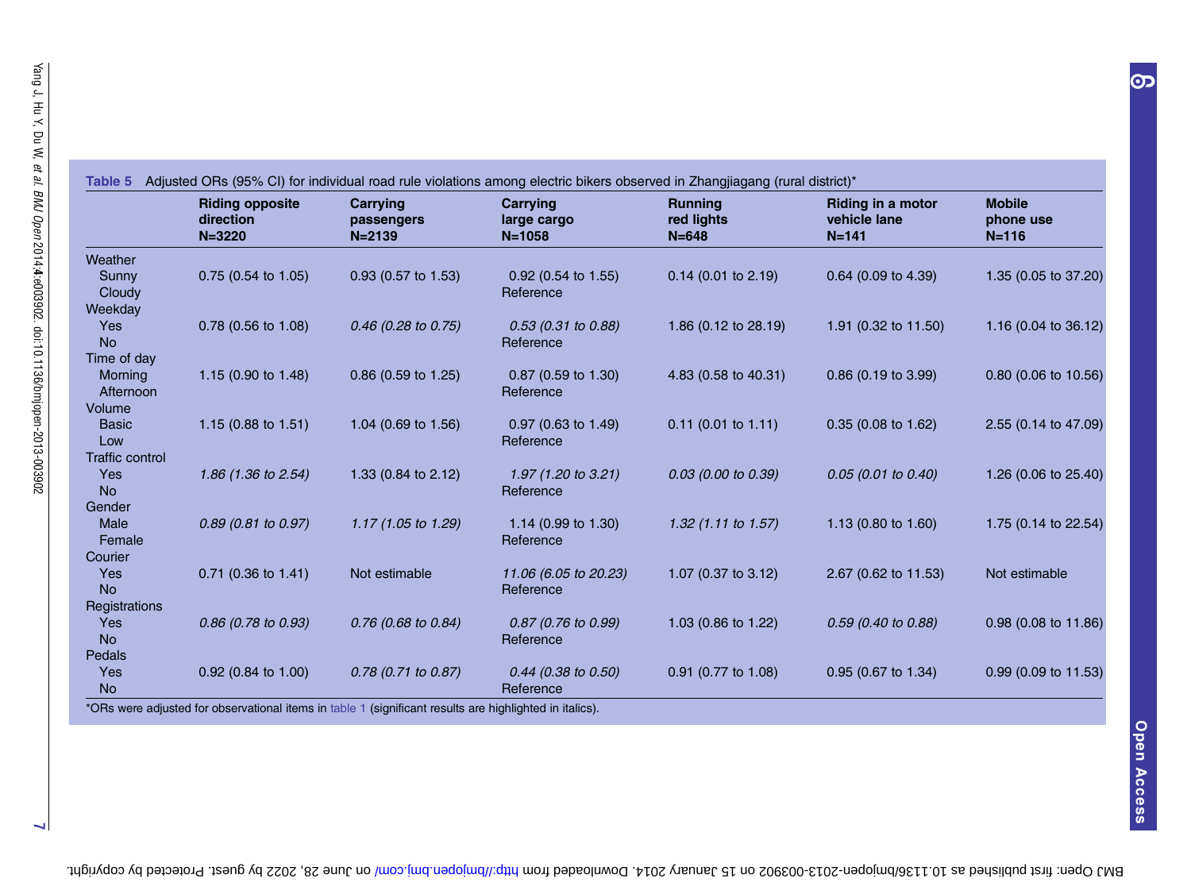**Table 5** Adjusted ORs (95% CI) for individual road rule violations among electric bikers observed in Zhangjiagang (rural district)*

| | Riding opposite direction N=3220 | Carrying passengers N=2139 | Carrying large cargo N=1058 | Running red lights N=648 | Riding in a motor vehicle lane N=141 | Mobile phone use N=116 |
|---|---|---|---|---|---|---|
| Weather | | | | | | |
| Sunny | 0.75 (0.54 to 1.05) | 0.93 (0.57 to 1.53) | 0.92 (0.54 to 1.55) | 0.14 (0.01 to 2.19) | 0.64 (0.09 to 4.39) | 1.35 (0.05 to 37.20) |
| Cloudy | | | Reference | | | |
| Weekday | | | | | | |
| Yes | 0.78 (0.56 to 1.08) | *0.46 (0.28 to 0.75)* | *0.53 (0.31 to 0.88)* | 1.86 (0.12 to 28.19) | 1.91 (0.32 to 11.50) | 1.16 (0.04 to 36.12) |
| No | | | Reference | | | |
| Time of day | | | | | | |
| Morning | 1.15 (0.90 to 1.48) | 0.86 (0.59 to 1.25) | 0.87 (0.59 to 1.30) | 4.83 (0.58 to 40.31) | 0.86 (0.19 to 3.99) | 0.80 (0.06 to 10.56) |
| Afternoon | | | Reference | | | |
| Volume | | | | | | |
| Basic | 1.15 (0.88 to 1.51) | 1.04 (0.69 to 1.56) | 0.97 (0.63 to 1.49) | 0.11 (0.01 to 1.11) | 0.35 (0.08 to 1.62) | 2.55 (0.14 to 47.09) |
| Low | | | Reference | | | |
| Traffic control | | | | | | |
| Yes | *1.86 (1.36 to 2.54)* | 1.33 (0.84 to 2.12) | *1.97 (1.20 to 3.21)* | *0.03 (0.00 to 0.39)* | *0.05 (0.01 to 0.40)* | 1.26 (0.06 to 25.40) |
| No | | | Reference | | | |
| Gender | | | | | | |
| Male | *0.89 (0.81 to 0.97)* | *1.17 (1.05 to 1.29)* | 1.14 (0.99 to 1.30) | *1.32 (1.11 to 1.57)* | 1.13 (0.80 to 1.60) | 1.75 (0.14 to 22.54) |
| Female | | | Reference | | | |
| Courier | | | | | | |
| Yes | 0.71 (0.36 to 1.41) | Not estimable | *11.06 (6.05 to 20.23)* | 1.07 (0.37 to 3.12) | 2.67 (0.62 to 11.53) | Not estimable |
| No | | | Reference | | | |
| Registrations | | | | | | |
| Yes | *0.86 (0.78 to 0.93)* | *0.76 (0.68 to 0.84)* | *0.87 (0.76 to 0.99)* | 1.03 (0.86 to 1.22) | *0.59 (0.40 to 0.88)* | 0.98 (0.08 to 11.86) |
| No | | | Reference | | | |
| Pedals | | | | | | |
| Yes | 0.92 (0.84 to 1.00) | *0.78 (0.71 to 0.87)* | *0.44 (0.38 to 0.50)* | 0.91 (0.77 to 1.08) | 0.95 (0.67 to 1.34) | 0.99 (0.09 to 11.53) |
| No | | | Reference | | | |

*ORs were adjusted for observational items in table 1 (significant results are highlighted in italics).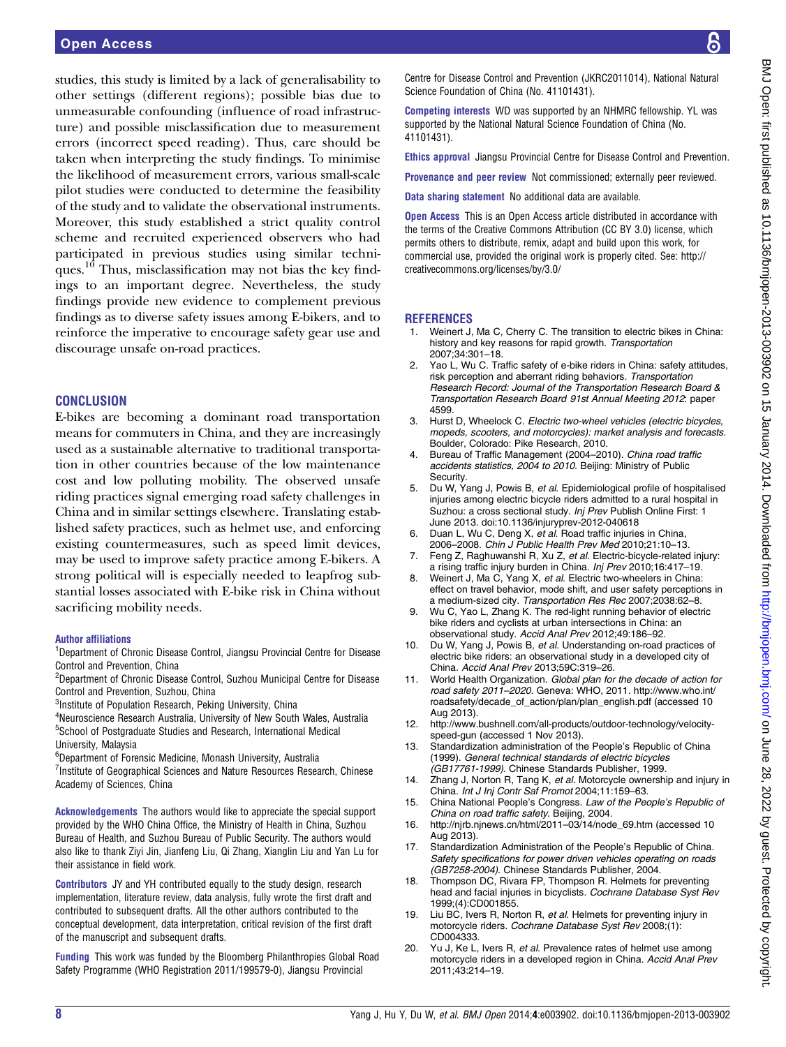studies, this study is limited by a lack of generalisability to other settings (different regions); possible bias due to unmeasurable confounding (influence of road infrastructure) and possible misclassification due to measurement errors (incorrect speed reading). Thus, care should be taken when interpreting the study findings. To minimise the likelihood of measurement errors, various small-scale pilot studies were conducted to determine the feasibility of the study and to validate the observational instruments. Moreover, this study established a strict quality control scheme and recruited experienced observers who had participated in previous studies using similar techniques.[10] Thus, misclassification may not bias the key findings to an important degree. Nevertheless, the study findings provide new evidence to complement previous findings as to diverse safety issues among E-bikers, and to reinforce the imperative to encourage safety gear use and discourage unsafe on-road practices.

## CONCLUSION

E-bikes are becoming a dominant road transportation means for commuters in China, and they are increasingly used as a sustainable alternative to traditional transportation in other countries because of the low maintenance cost and low polluting mobility. The observed unsafe riding practices signal emerging road safety challenges in China and in similar settings elsewhere. Translating established safety practices, such as helmet use, and enforcing existing countermeasures, such as speed limit devices, may be used to improve safety practice among E-bikers. A strong political will is especially needed to leapfrog substantial losses associated with E-bike risk in China without sacrificing mobility needs.

**Author affiliations**
[1]Department of Chronic Disease Control, Jiangsu Provincial Centre for Disease Control and Prevention, China
[2]Department of Chronic Disease Control, Suzhou Municipal Centre for Disease Control and Prevention, Suzhou, China
[3]Institute of Population Research, Peking University, China
[4]Neuroscience Research Australia, University of New South Wales, Australia
[5]School of Postgraduate Studies and Research, International Medical University, Malaysia
[6]Department of Forensic Medicine, Monash University, Australia
[7]Institute of Geographical Sciences and Nature Resources Research, Chinese Academy of Sciences, China

**Acknowledgements** The authors would like to appreciate the special support provided by the WHO China Office, the Ministry of Health in China, Suzhou Bureau of Health, and Suzhou Bureau of Public Security. The authors would also like to thank Ziyi Jin, Jianfeng Liu, Qi Zhang, Xianglin Liu and Yan Lu for their assistance in field work.

**Contributors** JY and YH contributed equally to the study design, research implementation, literature review, data analysis, fully wrote the first draft and contributed to subsequent drafts. All the other authors contributed to the conceptual development, data interpretation, critical revision of the first draft of the manuscript and subsequent drafts.

**Funding** This work was funded by the Bloomberg Philanthropies Global Road Safety Programme (WHO Registration 2011/199579-0), Jiangsu Provincial Centre for Disease Control and Prevention (JKRC2011014), National Natural Science Foundation of China (No. 41101431).

**Competing interests** WD was supported by an NHMRC fellowship. YL was supported by the National Natural Science Foundation of China (No. 41101431).

**Ethics approval** Jiangsu Provincial Centre for Disease Control and Prevention.

**Provenance and peer review** Not commissioned; externally peer reviewed.

**Data sharing statement** No additional data are available.

**Open Access** This is an Open Access article distributed in accordance with the terms of the Creative Commons Attribution (CC BY 3.0) license, which permits others to distribute, remix, adapt and build upon this work, for commercial use, provided the original work is properly cited. See: http://creativecommons.org/licenses/by/3.0/

## REFERENCES

1. Weinert J, Ma C, Cherry C. The transition to electric bikes in China: history and key reasons for rapid growth. *Transportation* 2007;34:301–18.
2. Yao L, Wu C. Traffic safety of e-bike riders in China: safety attitudes, risk perception and aberrant riding behaviors. *Transportation Research Record: Journal of the Transportation Research Board & Transportation Research Board 91st Annual Meeting 2012*: paper 4599.
3. Hurst D, Wheelock C. *Electric two-wheel vehicles (electric bicycles, mopeds, scooters, and motorcycles): market analysis and forecasts*. Boulder, Colorado: Pike Research, 2010.
4. Bureau of Traffic Management (2004–2010). *China road traffic accidents statistics, 2004 to 2010*. Beijing: Ministry of Public Security.
5. Du W, Yang J, Powis B, *et al*. Epidemiological profile of hospitalised injuries among electric bicycle riders admitted to a rural hospital in Suzhou: a cross sectional study. *Inj Prev* Publish Online First: 1 June 2013. doi:10.1136/injuryprev-2012-040618
6. Duan L, Wu C, Deng X, *et al*. Road traffic injuries in China, 2006–2008. *Chin J Public Health Prev Med* 2010;21:10–13.
7. Feng Z, Raghuwanshi R, Xu Z, *et al*. Electric-bicycle-related injury: a rising traffic injury burden in China. *Inj Prev* 2010;16:417–19.
8. Weinert J, Ma C, Yang X, *et al*. Electric two-wheelers in China: effect on travel behavior, mode shift, and user safety perceptions in a medium-sized city. *Transportation Res Rec* 2007;2038:62–8.
9. Wu C, Yao L, Zhang K. The red-light running behavior of electric bike riders and cyclists at urban intersections in China: an observational study. *Accid Anal Prev* 2012;49:186–92.
10. Du W, Yang J, Powis B, *et al*. Understanding on-road practices of electric bike riders: an observational study in a developed city of China. *Accid Anal Prev* 2013;59C:319–26.
11. World Health Organization. *Global plan for the decade of action for road safety 2011–2020*. Geneva: WHO, 2011. http://www.who.int/roadsafety/decade_of_action/plan/plan_english.pdf (accessed 10 Aug 2013).
12. http://www.bushnell.com/all-products/outdoor-technology/velocity-speed-gun (accessed 1 Nov 2013).
13. Standardization administration of the People's Republic of China (1999). *General technical standards of electric bicycles (GB17761-1999)*. Chinese Standards Publisher, 1999.
14. Zhang J, Norton R, Tang K, *et al*. Motorcycle ownership and injury in China. *Int J Inj Contr Saf Promot* 2004;11:159–63.
15. China National People's Congress. *Law of the People's Republic of China on road traffic safety*. Beijing, 2004.
16. http://njrb.njnews.cn/html/2011–03/14/node_69.htm (accessed 10 Aug 2013).
17. Standardization Administration of the People's Republic of China. *Safety specifications for power driven vehicles operating on roads (GB7258-2004)*. Chinese Standards Publisher, 2004.
18. Thompson DC, Rivara FP, Thompson R. Helmets for preventing head and facial injuries in bicyclists. *Cochrane Database Syst Rev* 1999;(4):CD001855.
19. Liu BC, Ivers R, Norton R, *et al*. Helmets for preventing injury in motorcycle riders. *Cochrane Database Syst Rev* 2008;(1):CD004333.
20. Yu J, Ke L, Ivers R, *et al*. Prevalence rates of helmet use among motorcycle riders in a developed region in China. *Accid Anal Prev* 2011;43:214–19.